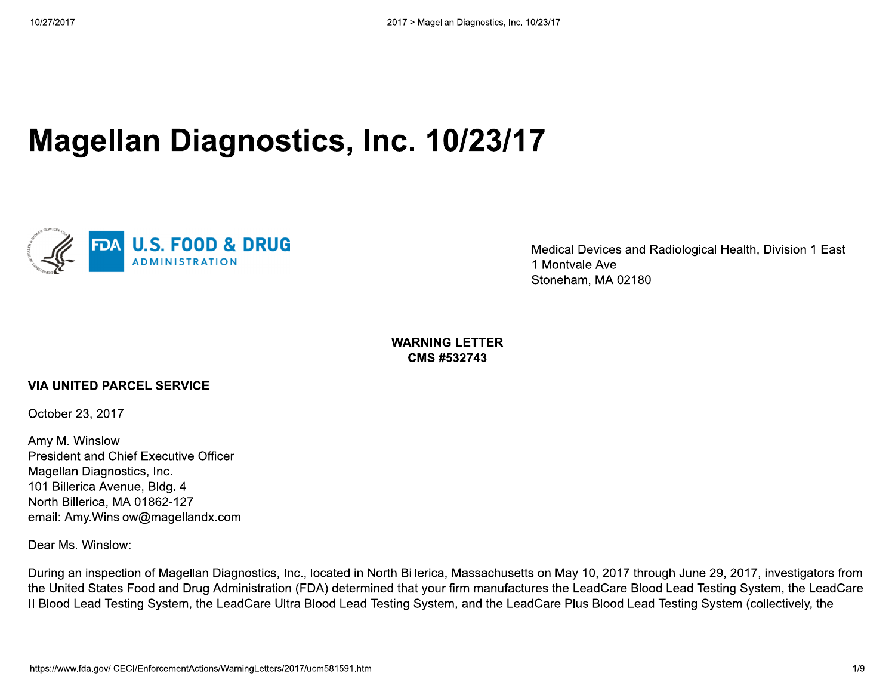# Magellan Diagnostics, Inc. 10/23/17

Medical Devices and Radiological Health, Division 1 East
1 Montvale Ave
Stoneham, MA 02180

**WARNING LETTER**
**CMS #532743**

**VIA UNITED PARCEL SERVICE**

October 23, 2017

Amy M. Winslow
President and Chief Executive Officer
Magellan Diagnostics, Inc.
101 Billerica Avenue, Bldg. 4
North Billerica, MA 01862-127
email: Amy.Winslow@magellandx.com

Dear Ms. Winslow:

During an inspection of Magellan Diagnostics, Inc., located in North Billerica, Massachusetts on May 10, 2017 through June 29, 2017, investigators from the United States Food and Drug Administration (FDA) determined that your firm manufactures the LeadCare Blood Lead Testing System, the LeadCare II Blood Lead Testing System, the LeadCare Ultra Blood Lead Testing System, and the LeadCare Plus Blood Lead Testing System (collectively, the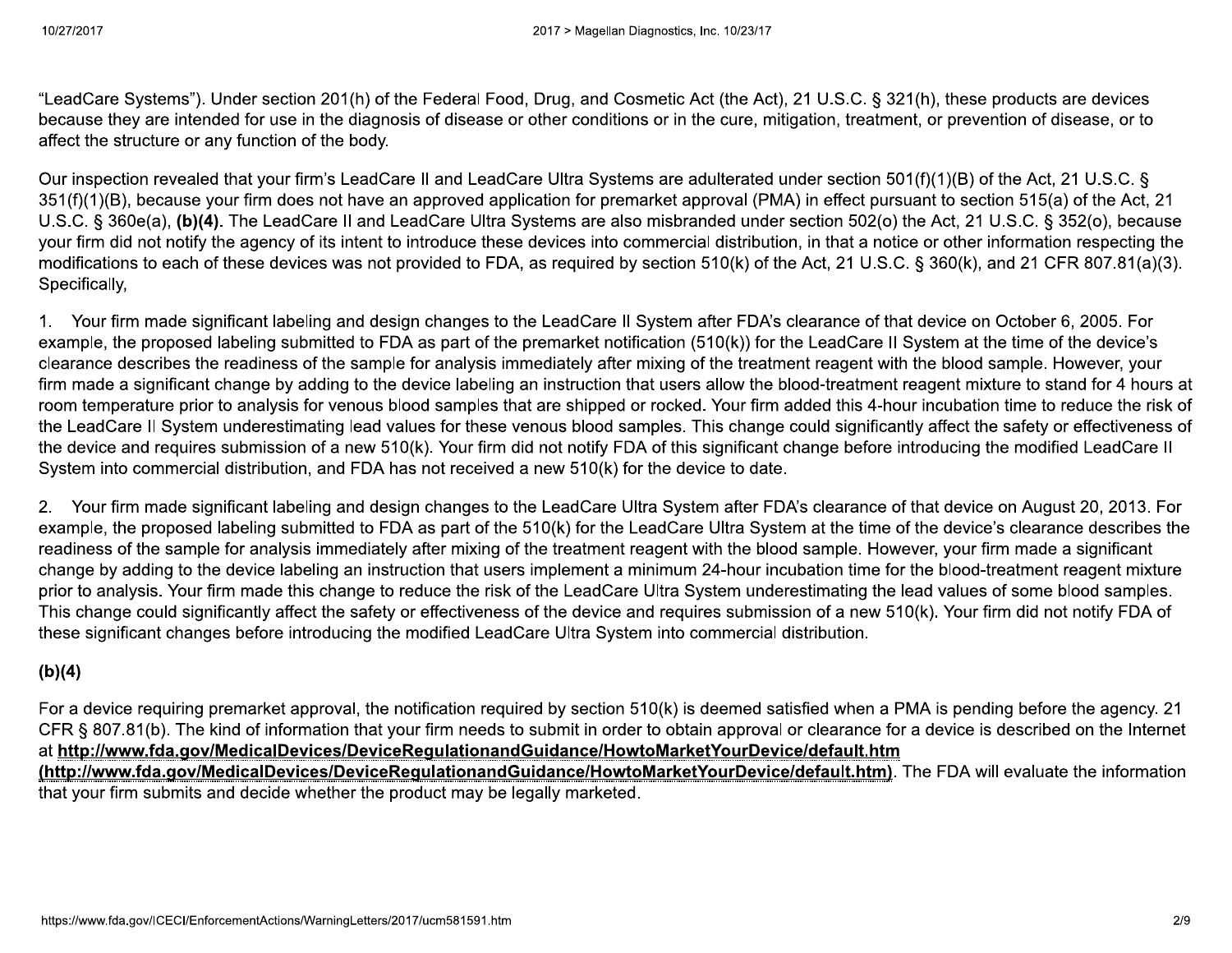"LeadCare Systems"). Under section 201(h) of the Federal Food, Drug, and Cosmetic Act (the Act), 21 U.S.C. § 321(h), these products are devices because they are intended for use in the diagnosis of disease or other conditions or in the cure, mitigation, treatment, or prevention of disease, or to affect the structure or any function of the body.

Our inspection revealed that your firm's LeadCare II and LeadCare Ultra Systems are adulterated under section 501(f)(1)(B) of the Act, 21 U.S.C. § 351(f)(1)(B), because your firm does not have an approved application for premarket approval (PMA) in effect pursuant to section 515(a) of the Act, 21 U.S.C. § 360e(a), **(b)(4)**. The LeadCare II and LeadCare Ultra Systems are also misbranded under section 502(o) the Act, 21 U.S.C. § 352(o), because your firm did not notify the agency of its intent to introduce these devices into commercial distribution, in that a notice or other information respecting the modifications to each of these devices was not provided to FDA, as required by section 510(k) of the Act, 21 U.S.C. § 360(k), and 21 CFR 807.81(a)(3). Specifically,

1. Your firm made significant labeling and design changes to the LeadCare II System after FDA's clearance of that device on October 6, 2005. For example, the proposed labeling submitted to FDA as part of the premarket notification (510(k)) for the LeadCare II System at the time of the device's clearance describes the readiness of the sample for analysis immediately after mixing of the treatment reagent with the blood sample. However, your firm made a significant change by adding to the device labeling an instruction that users allow the blood-treatment reagent mixture to stand for 4 hours at room temperature prior to analysis for venous blood samples that are shipped or rocked. Your firm added this 4-hour incubation time to reduce the risk of the LeadCare II System underestimating lead values for these venous blood samples. This change could significantly affect the safety or effectiveness of the device and requires submission of a new 510(k). Your firm did not notify FDA of this significant change before introducing the modified LeadCare II System into commercial distribution, and FDA has not received a new 510(k) for the device to date.

2. Your firm made significant labeling and design changes to the LeadCare Ultra System after FDA's clearance of that device on August 20, 2013. For example, the proposed labeling submitted to FDA as part of the 510(k) for the LeadCare Ultra System at the time of the device's clearance describes the readiness of the sample for analysis immediately after mixing of the treatment reagent with the blood sample. However, your firm made a significant change by adding to the device labeling an instruction that users implement a minimum 24-hour incubation time for the blood-treatment reagent mixture prior to analysis. Your firm made this change to reduce the risk of the LeadCare Ultra System underestimating the lead values of some blood samples. This change could significantly affect the safety or effectiveness of the device and requires submission of a new 510(k). Your firm did not notify FDA of these significant changes before introducing the modified LeadCare Ultra System into commercial distribution.

**(b)(4)**

For a device requiring premarket approval, the notification required by section 510(k) is deemed satisfied when a PMA is pending before the agency. 21 CFR § 807.81(b). The kind of information that your firm needs to submit in order to obtain approval or clearance for a device is described on the Internet at **http://www.fda.gov/MedicalDevices/DeviceRegulationandGuidance/HowtoMarketYourDevice/default.htm (http://www.fda.gov/MedicalDevices/DeviceRegulationandGuidance/HowtoMarketYourDevice/default.htm)**. The FDA will evaluate the information that your firm submits and decide whether the product may be legally marketed.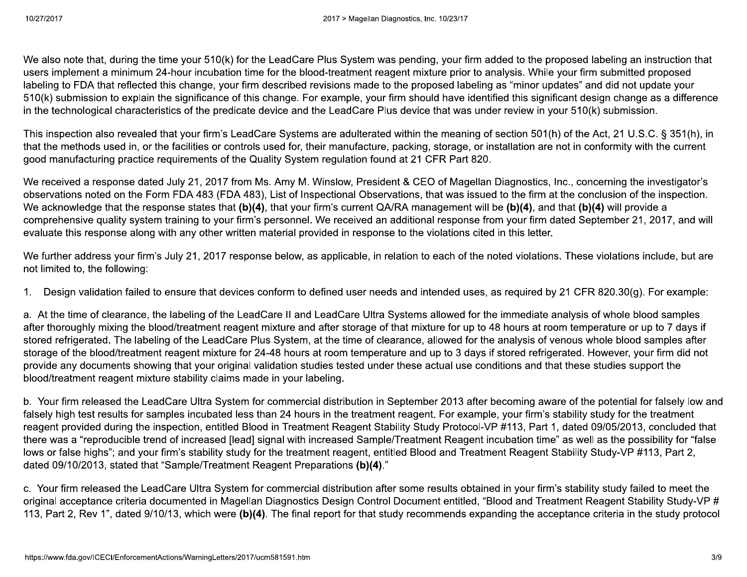We also note that, during the time your 510(k) for the LeadCare Plus System was pending, your firm added to the proposed labeling an instruction that users implement a minimum 24-hour incubation time for the blood-treatment reagent mixture prior to analysis. While your firm submitted proposed labeling to FDA that reflected this change, your firm described revisions made to the proposed labeling as "minor updates" and did not update your 510(k) submission to explain the significance of this change. For example, your firm should have identified this significant design change as a difference in the technological characteristics of the predicate device and the LeadCare Plus device that was under review in your 510(k) submission.

This inspection also revealed that your firm's LeadCare Systems are adulterated within the meaning of section 501(h) of the Act, 21 U.S.C. § 351(h), in that the methods used in, or the facilities or controls used for, their manufacture, packing, storage, or installation are not in conformity with the current good manufacturing practice requirements of the Quality System regulation found at 21 CFR Part 820.

We received a response dated July 21, 2017 from Ms. Amy M. Winslow, President & CEO of Magellan Diagnostics, Inc., concerning the investigator's observations noted on the Form FDA 483 (FDA 483), List of Inspectional Observations, that was issued to the firm at the conclusion of the inspection. We acknowledge that the response states that **(b)(4)**, that your firm's current QA/RA management will be **(b)(4)**, and that **(b)(4)** will provide a comprehensive quality system training to your firm's personnel. We received an additional response from your firm dated September 21, 2017, and will evaluate this response along with any other written material provided in response to the violations cited in this letter.

We further address your firm's July 21, 2017 response below, as applicable, in relation to each of the noted violations. These violations include, but are not limited to, the following:

1. Design validation failed to ensure that devices conform to defined user needs and intended uses, as required by 21 CFR 820.30(g). For example:

a. At the time of clearance, the labeling of the LeadCare II and LeadCare Ultra Systems allowed for the immediate analysis of whole blood samples after thoroughly mixing the blood/treatment reagent mixture and after storage of that mixture for up to 48 hours at room temperature or up to 7 days if stored refrigerated. The labeling of the LeadCare Plus System, at the time of clearance, allowed for the analysis of venous whole blood samples after storage of the blood/treatment reagent mixture for 24-48 hours at room temperature and up to 3 days if stored refrigerated. However, your firm did not provide any documents showing that your original validation studies tested under these actual use conditions and that these studies support the blood/treatment reagent mixture stability claims made in your labeling.

b. Your firm released the LeadCare Ultra System for commercial distribution in September 2013 after becoming aware of the potential for falsely low and falsely high test results for samples incubated less than 24 hours in the treatment reagent. For example, your firm's stability study for the treatment reagent provided during the inspection, entitled Blood in Treatment Reagent Stability Study Protocol-VP #113, Part 1, dated 09/05/2013, concluded that there was a "reproducible trend of increased [lead] signal with increased Sample/Treatment Reagent incubation time" as well as the possibility for "false lows or false highs"; and your firm's stability study for the treatment reagent, entitled Blood and Treatment Reagent Stability Study-VP #113, Part 2, dated 09/10/2013, stated that "Sample/Treatment Reagent Preparations **(b)(4)**."

c. Your firm released the LeadCare Ultra System for commercial distribution after some results obtained in your firm's stability study failed to meet the original acceptance criteria documented in Magellan Diagnostics Design Control Document entitled, "Blood and Treatment Reagent Stability Study-VP # 113, Part 2, Rev 1", dated 9/10/13, which were **(b)(4)**. The final report for that study recommends expanding the acceptance criteria in the study protocol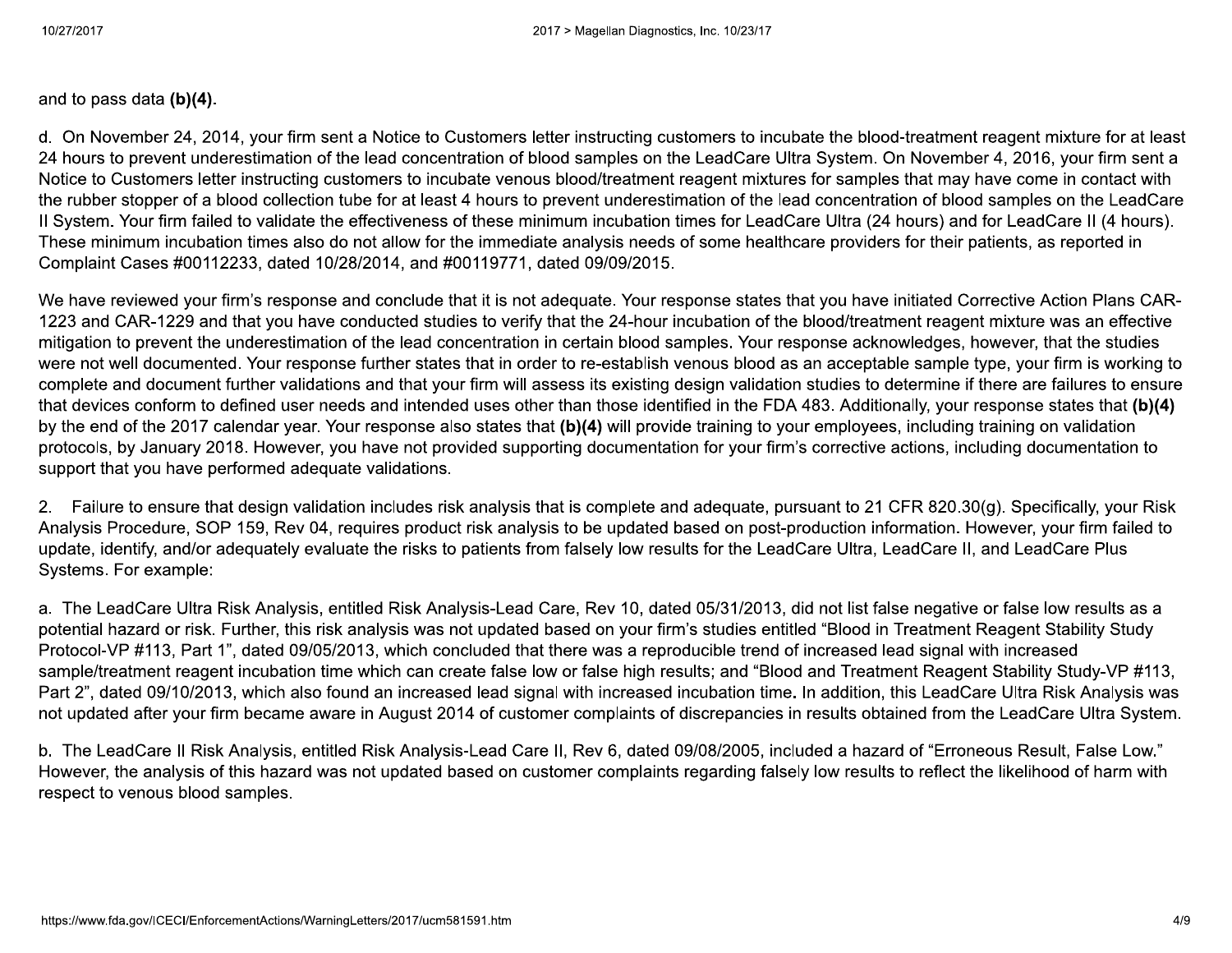and to pass data **(b)(4)**.

d. On November 24, 2014, your firm sent a Notice to Customers letter instructing customers to incubate the blood-treatment reagent mixture for at least 24 hours to prevent underestimation of the lead concentration of blood samples on the LeadCare Ultra System. On November 4, 2016, your firm sent a Notice to Customers letter instructing customers to incubate venous blood/treatment reagent mixtures for samples that may have come in contact with the rubber stopper of a blood collection tube for at least 4 hours to prevent underestimation of the lead concentration of blood samples on the LeadCare II System. Your firm failed to validate the effectiveness of these minimum incubation times for LeadCare Ultra (24 hours) and for LeadCare II (4 hours). These minimum incubation times also do not allow for the immediate analysis needs of some healthcare providers for their patients, as reported in Complaint Cases #00112233, dated 10/28/2014, and #00119771, dated 09/09/2015.

We have reviewed your firm's response and conclude that it is not adequate. Your response states that you have initiated Corrective Action Plans CAR-1223 and CAR-1229 and that you have conducted studies to verify that the 24-hour incubation of the blood/treatment reagent mixture was an effective mitigation to prevent the underestimation of the lead concentration in certain blood samples. Your response acknowledges, however, that the studies were not well documented. Your response further states that in order to re-establish venous blood as an acceptable sample type, your firm is working to complete and document further validations and that your firm will assess its existing design validation studies to determine if there are failures to ensure that devices conform to defined user needs and intended uses other than those identified in the FDA 483. Additionally, your response states that **(b)(4)** by the end of the 2017 calendar year. Your response also states that **(b)(4)** will provide training to your employees, including training on validation protocols, by January 2018. However, you have not provided supporting documentation for your firm's corrective actions, including documentation to support that you have performed adequate validations.

2. Failure to ensure that design validation includes risk analysis that is complete and adequate, pursuant to 21 CFR 820.30(g). Specifically, your Risk Analysis Procedure, SOP 159, Rev 04, requires product risk analysis to be updated based on post-production information. However, your firm failed to update, identify, and/or adequately evaluate the risks to patients from falsely low results for the LeadCare Ultra, LeadCare II, and LeadCare Plus Systems. For example:

a. The LeadCare Ultra Risk Analysis, entitled Risk Analysis-Lead Care, Rev 10, dated 05/31/2013, did not list false negative or false low results as a potential hazard or risk. Further, this risk analysis was not updated based on your firm's studies entitled "Blood in Treatment Reagent Stability Study Protocol-VP #113, Part 1", dated 09/05/2013, which concluded that there was a reproducible trend of increased lead signal with increased sample/treatment reagent incubation time which can create false low or false high results; and "Blood and Treatment Reagent Stability Study-VP #113, Part 2", dated 09/10/2013, which also found an increased lead signal with increased incubation time. In addition, this LeadCare Ultra Risk Analysis was not updated after your firm became aware in August 2014 of customer complaints of discrepancies in results obtained from the LeadCare Ultra System.

b. The LeadCare II Risk Analysis, entitled Risk Analysis-Lead Care II, Rev 6, dated 09/08/2005, included a hazard of "Erroneous Result, False Low." However, the analysis of this hazard was not updated based on customer complaints regarding falsely low results to reflect the likelihood of harm with respect to venous blood samples.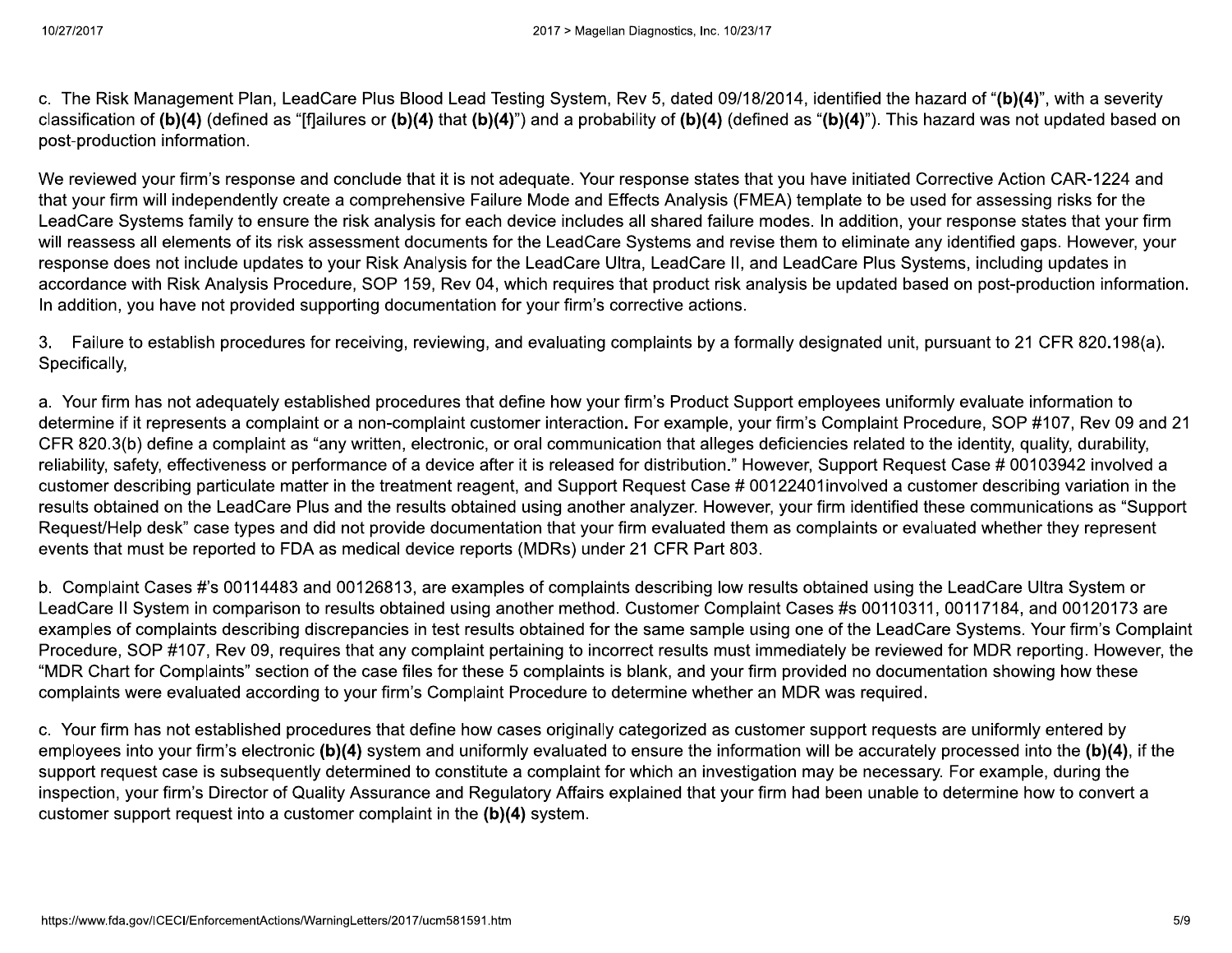c. The Risk Management Plan, LeadCare Plus Blood Lead Testing System, Rev 5, dated 09/18/2014, identified the hazard of "**(b)(4)**", with a severity classification of **(b)(4)** (defined as "[f]ailures or **(b)(4)** that **(b)(4)**") and a probability of **(b)(4)** (defined as "**(b)(4)**"). This hazard was not updated based on post-production information.

We reviewed your firm's response and conclude that it is not adequate. Your response states that you have initiated Corrective Action CAR-1224 and that your firm will independently create a comprehensive Failure Mode and Effects Analysis (FMEA) template to be used for assessing risks for the LeadCare Systems family to ensure the risk analysis for each device includes all shared failure modes. In addition, your response states that your firm will reassess all elements of its risk assessment documents for the LeadCare Systems and revise them to eliminate any identified gaps. However, your response does not include updates to your Risk Analysis for the LeadCare Ultra, LeadCare II, and LeadCare Plus Systems, including updates in accordance with Risk Analysis Procedure, SOP 159, Rev 04, which requires that product risk analysis be updated based on post-production information. In addition, you have not provided supporting documentation for your firm's corrective actions.

3. Failure to establish procedures for receiving, reviewing, and evaluating complaints by a formally designated unit, pursuant to 21 CFR 820.198(a). Specifically,

a. Your firm has not adequately established procedures that define how your firm's Product Support employees uniformly evaluate information to determine if it represents a complaint or a non-complaint customer interaction. For example, your firm's Complaint Procedure, SOP #107, Rev 09 and 21 CFR 820.3(b) define a complaint as "any written, electronic, or oral communication that alleges deficiencies related to the identity, quality, durability, reliability, safety, effectiveness or performance of a device after it is released for distribution." However, Support Request Case # 00103942 involved a customer describing particulate matter in the treatment reagent, and Support Request Case # 00122401involved a customer describing variation in the results obtained on the LeadCare Plus and the results obtained using another analyzer. However, your firm identified these communications as "Support Request/Help desk" case types and did not provide documentation that your firm evaluated them as complaints or evaluated whether they represent events that must be reported to FDA as medical device reports (MDRs) under 21 CFR Part 803.

b. Complaint Cases #'s 00114483 and 00126813, are examples of complaints describing low results obtained using the LeadCare Ultra System or LeadCare II System in comparison to results obtained using another method. Customer Complaint Cases #s 00110311, 00117184, and 00120173 are examples of complaints describing discrepancies in test results obtained for the same sample using one of the LeadCare Systems. Your firm's Complaint Procedure, SOP #107, Rev 09, requires that any complaint pertaining to incorrect results must immediately be reviewed for MDR reporting. However, the "MDR Chart for Complaints" section of the case files for these 5 complaints is blank, and your firm provided no documentation showing how these complaints were evaluated according to your firm's Complaint Procedure to determine whether an MDR was required.

c. Your firm has not established procedures that define how cases originally categorized as customer support requests are uniformly entered by employees into your firm's electronic **(b)(4)** system and uniformly evaluated to ensure the information will be accurately processed into the **(b)(4)**, if the support request case is subsequently determined to constitute a complaint for which an investigation may be necessary. For example, during the inspection, your firm's Director of Quality Assurance and Regulatory Affairs explained that your firm had been unable to determine how to convert a customer support request into a customer complaint in the **(b)(4)** system.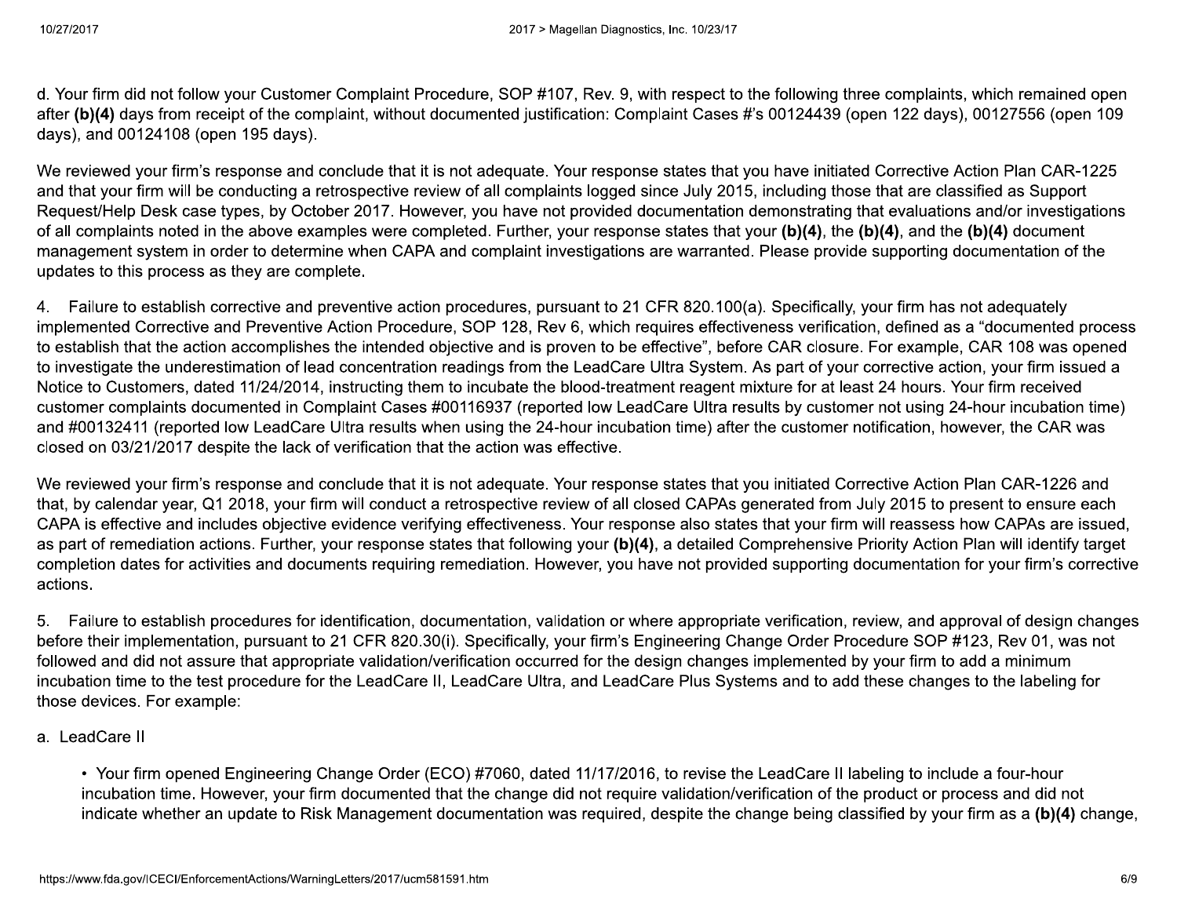d. Your firm did not follow your Customer Complaint Procedure, SOP #107, Rev. 9, with respect to the following three complaints, which remained open after **(b)(4)** days from receipt of the complaint, without documented justification: Complaint Cases #'s 00124439 (open 122 days), 00127556 (open 109 days), and 00124108 (open 195 days).

We reviewed your firm's response and conclude that it is not adequate. Your response states that you have initiated Corrective Action Plan CAR-1225 and that your firm will be conducting a retrospective review of all complaints logged since July 2015, including those that are classified as Support Request/Help Desk case types, by October 2017. However, you have not provided documentation demonstrating that evaluations and/or investigations of all complaints noted in the above examples were completed. Further, your response states that your **(b)(4)**, the **(b)(4)**, and the **(b)(4)** document management system in order to determine when CAPA and complaint investigations are warranted. Please provide supporting documentation of the updates to this process as they are complete.

4. Failure to establish corrective and preventive action procedures, pursuant to 21 CFR 820.100(a). Specifically, your firm has not adequately implemented Corrective and Preventive Action Procedure, SOP 128, Rev 6, which requires effectiveness verification, defined as a "documented process to establish that the action accomplishes the intended objective and is proven to be effective", before CAR closure. For example, CAR 108 was opened to investigate the underestimation of lead concentration readings from the LeadCare Ultra System. As part of your corrective action, your firm issued a Notice to Customers, dated 11/24/2014, instructing them to incubate the blood-treatment reagent mixture for at least 24 hours. Your firm received customer complaints documented in Complaint Cases #00116937 (reported low LeadCare Ultra results by customer not using 24-hour incubation time) and #00132411 (reported low LeadCare Ultra results when using the 24-hour incubation time) after the customer notification, however, the CAR was closed on 03/21/2017 despite the lack of verification that the action was effective.

We reviewed your firm's response and conclude that it is not adequate. Your response states that you initiated Corrective Action Plan CAR-1226 and that, by calendar year, Q1 2018, your firm will conduct a retrospective review of all closed CAPAs generated from July 2015 to present to ensure each CAPA is effective and includes objective evidence verifying effectiveness. Your response also states that your firm will reassess how CAPAs are issued, as part of remediation actions. Further, your response states that following your **(b)(4)**, a detailed Comprehensive Priority Action Plan will identify target completion dates for activities and documents requiring remediation. However, you have not provided supporting documentation for your firm's corrective actions.

5. Failure to establish procedures for identification, documentation, validation or where appropriate verification, review, and approval of design changes before their implementation, pursuant to 21 CFR 820.30(i). Specifically, your firm's Engineering Change Order Procedure SOP #123, Rev 01, was not followed and did not assure that appropriate validation/verification occurred for the design changes implemented by your firm to add a minimum incubation time to the test procedure for the LeadCare II, LeadCare Ultra, and LeadCare Plus Systems and to add these changes to the labeling for those devices. For example:

a. LeadCare II

- Your firm opened Engineering Change Order (ECO) #7060, dated 11/17/2016, to revise the LeadCare II labeling to include a four-hour incubation time. However, your firm documented that the change did not require validation/verification of the product or process and did not indicate whether an update to Risk Management documentation was required, despite the change being classified by your firm as a **(b)(4)** change,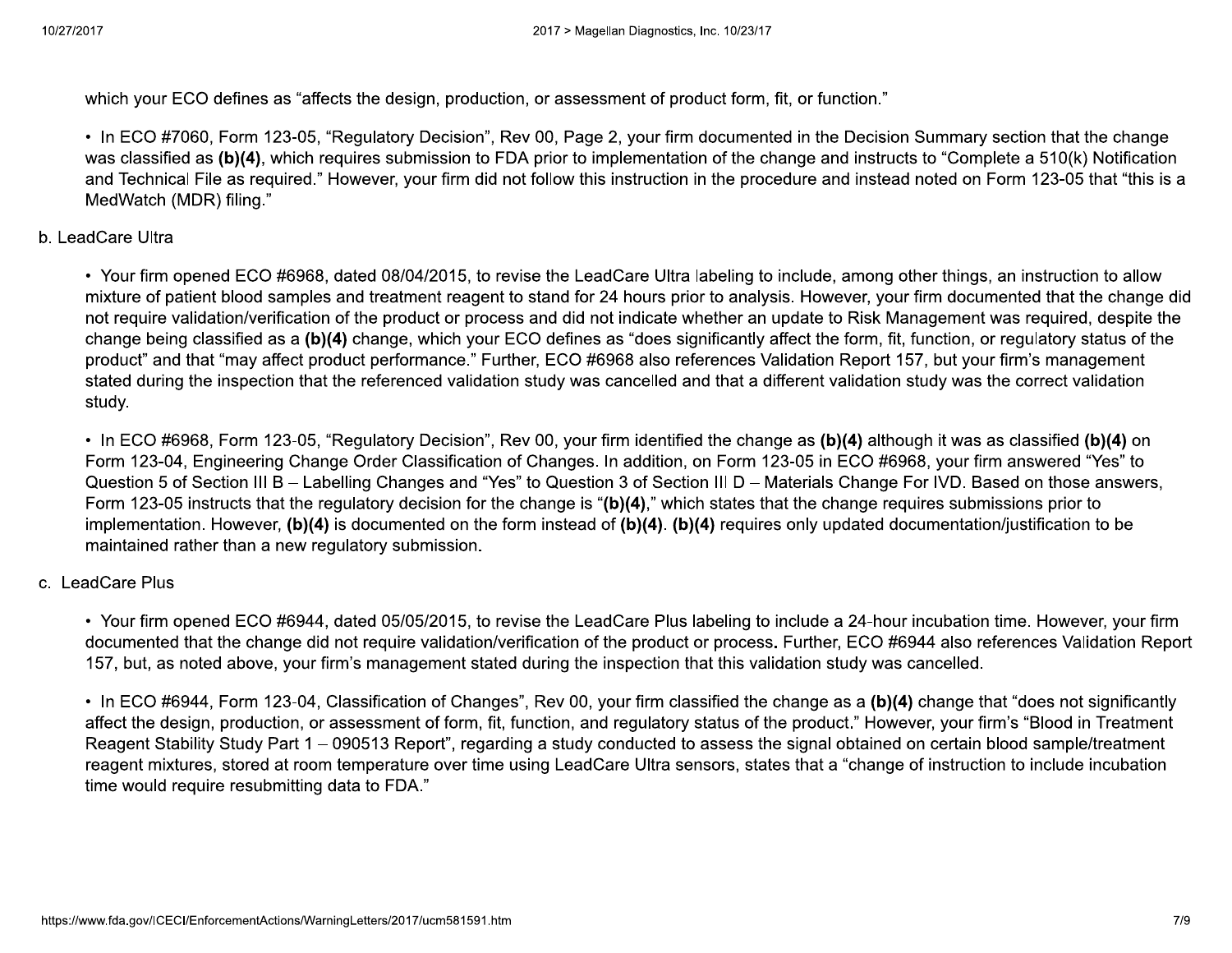which your ECO defines as "affects the design, production, or assessment of product form, fit, or function."

- In ECO #7060, Form 123-05, "Regulatory Decision", Rev 00, Page 2, your firm documented in the Decision Summary section that the change was classified as **(b)(4)**, which requires submission to FDA prior to implementation of the change and instructs to "Complete a 510(k) Notification and Technical File as required." However, your firm did not follow this instruction in the procedure and instead noted on Form 123-05 that "this is a MedWatch (MDR) filing."

b. LeadCare Ultra

- Your firm opened ECO #6968, dated 08/04/2015, to revise the LeadCare Ultra labeling to include, among other things, an instruction to allow mixture of patient blood samples and treatment reagent to stand for 24 hours prior to analysis. However, your firm documented that the change did not require validation/verification of the product or process and did not indicate whether an update to Risk Management was required, despite the change being classified as a **(b)(4)** change, which your ECO defines as "does significantly affect the form, fit, function, or regulatory status of the product" and that "may affect product performance." Further, ECO #6968 also references Validation Report 157, but your firm's management stated during the inspection that the referenced validation study was cancelled and that a different validation study was the correct validation study.

- In ECO #6968, Form 123-05, "Regulatory Decision", Rev 00, your firm identified the change as **(b)(4)** although it was as classified **(b)(4)** on Form 123-04, Engineering Change Order Classification of Changes. In addition, on Form 123-05 in ECO #6968, your firm answered "Yes" to Question 5 of Section III B – Labelling Changes and "Yes" to Question 3 of Section III D – Materials Change For IVD. Based on those answers, Form 123-05 instructs that the regulatory decision for the change is "**(b)(4)**," which states that the change requires submissions prior to implementation. However, **(b)(4)** is documented on the form instead of **(b)(4)**. **(b)(4)** requires only updated documentation/justification to be maintained rather than a new regulatory submission.

c. LeadCare Plus

- Your firm opened ECO #6944, dated 05/05/2015, to revise the LeadCare Plus labeling to include a 24-hour incubation time. However, your firm documented that the change did not require validation/verification of the product or process. Further, ECO #6944 also references Validation Report 157, but, as noted above, your firm's management stated during the inspection that this validation study was cancelled.

- In ECO #6944, Form 123-04, Classification of Changes", Rev 00, your firm classified the change as a **(b)(4)** change that "does not significantly affect the design, production, or assessment of form, fit, function, and regulatory status of the product." However, your firm's "Blood in Treatment Reagent Stability Study Part 1 – 090513 Report", regarding a study conducted to assess the signal obtained on certain blood sample/treatment reagent mixtures, stored at room temperature over time using LeadCare Ultra sensors, states that a "change of instruction to include incubation time would require resubmitting data to FDA."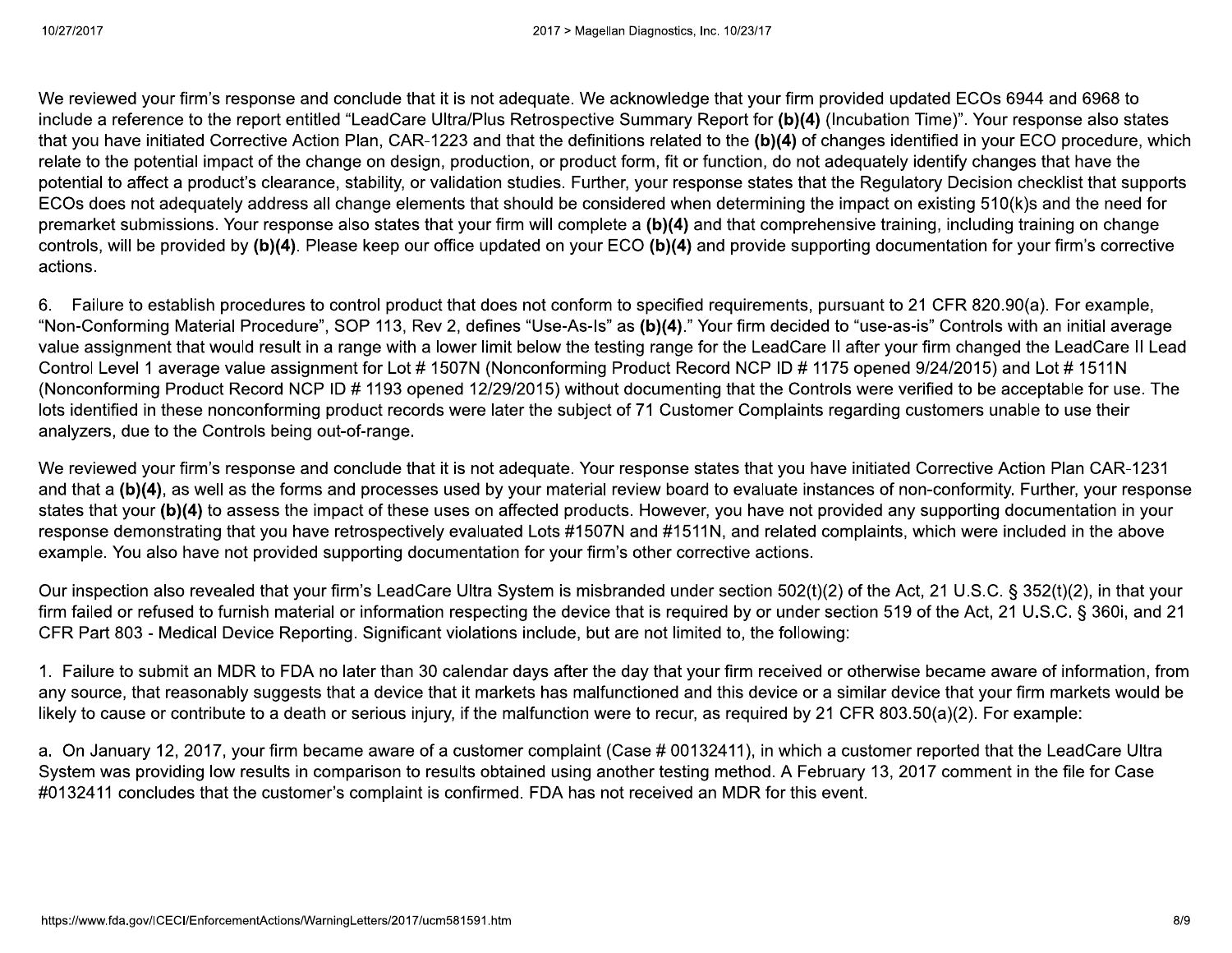We reviewed your firm's response and conclude that it is not adequate. We acknowledge that your firm provided updated ECOs 6944 and 6968 to include a reference to the report entitled "LeadCare Ultra/Plus Retrospective Summary Report for **(b)(4)** (Incubation Time)". Your response also states that you have initiated Corrective Action Plan, CAR-1223 and that the definitions related to the **(b)(4)** of changes identified in your ECO procedure, which relate to the potential impact of the change on design, production, or product form, fit or function, do not adequately identify changes that have the potential to affect a product's clearance, stability, or validation studies. Further, your response states that the Regulatory Decision checklist that supports ECOs does not adequately address all change elements that should be considered when determining the impact on existing 510(k)s and the need for premarket submissions. Your response also states that your firm will complete a **(b)(4)** and that comprehensive training, including training on change controls, will be provided by **(b)(4)**. Please keep our office updated on your ECO **(b)(4)** and provide supporting documentation for your firm's corrective actions.

6. Failure to establish procedures to control product that does not conform to specified requirements, pursuant to 21 CFR 820.90(a). For example, "Non-Conforming Material Procedure", SOP 113, Rev 2, defines "Use-As-Is" as **(b)(4)**." Your firm decided to "use-as-is" Controls with an initial average value assignment that would result in a range with a lower limit below the testing range for the LeadCare II after your firm changed the LeadCare II Lead Control Level 1 average value assignment for Lot # 1507N (Nonconforming Product Record NCP ID # 1175 opened 9/24/2015) and Lot # 1511N (Nonconforming Product Record NCP ID # 1193 opened 12/29/2015) without documenting that the Controls were verified to be acceptable for use. The lots identified in these nonconforming product records were later the subject of 71 Customer Complaints regarding customers unable to use their analyzers, due to the Controls being out-of-range.

We reviewed your firm's response and conclude that it is not adequate. Your response states that you have initiated Corrective Action Plan CAR-1231 and that a **(b)(4)**, as well as the forms and processes used by your material review board to evaluate instances of non-conformity. Further, your response states that your **(b)(4)** to assess the impact of these uses on affected products. However, you have not provided any supporting documentation in your response demonstrating that you have retrospectively evaluated Lots #1507N and #1511N, and related complaints, which were included in the above example. You also have not provided supporting documentation for your firm's other corrective actions.

Our inspection also revealed that your firm's LeadCare Ultra System is misbranded under section 502(t)(2) of the Act, 21 U.S.C. § 352(t)(2), in that your firm failed or refused to furnish material or information respecting the device that is required by or under section 519 of the Act, 21 U.S.C. § 360i, and 21 CFR Part 803 - Medical Device Reporting. Significant violations include, but are not limited to, the following:

1. Failure to submit an MDR to FDA no later than 30 calendar days after the day that your firm received or otherwise became aware of information, from any source, that reasonably suggests that a device that it markets has malfunctioned and this device or a similar device that your firm markets would be likely to cause or contribute to a death or serious injury, if the malfunction were to recur, as required by 21 CFR 803.50(a)(2). For example:

a. On January 12, 2017, your firm became aware of a customer complaint (Case # 00132411), in which a customer reported that the LeadCare Ultra System was providing low results in comparison to results obtained using another testing method. A February 13, 2017 comment in the file for Case #0132411 concludes that the customer's complaint is confirmed. FDA has not received an MDR for this event.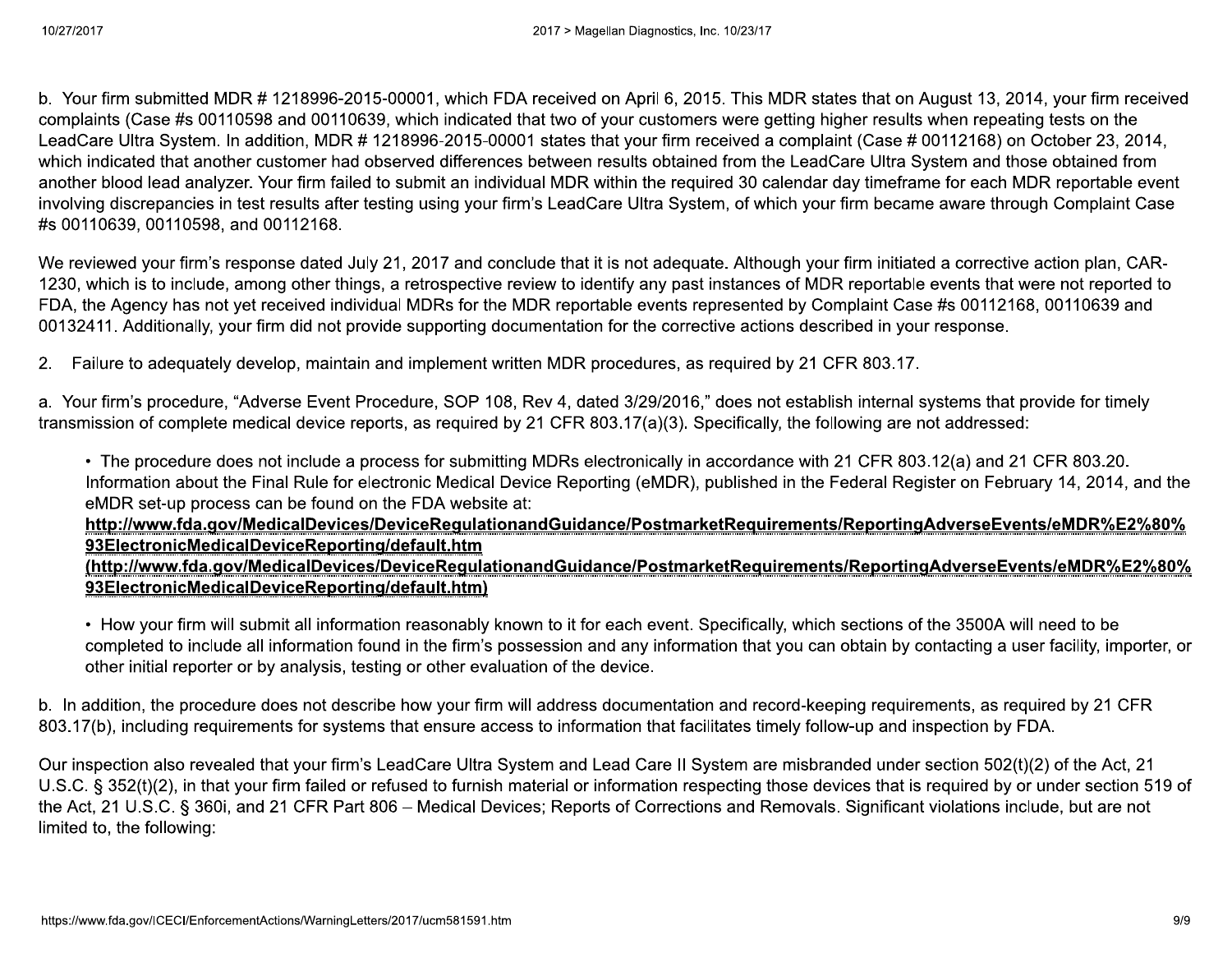b. Your firm submitted MDR # 1218996-2015-00001, which FDA received on April 6, 2015. This MDR states that on August 13, 2014, your firm received complaints (Case #s 00110598 and 00110639, which indicated that two of your customers were getting higher results when repeating tests on the LeadCare Ultra System. In addition, MDR # 1218996-2015-00001 states that your firm received a complaint (Case # 00112168) on October 23, 2014, which indicated that another customer had observed differences between results obtained from the LeadCare Ultra System and those obtained from another blood lead analyzer. Your firm failed to submit an individual MDR within the required 30 calendar day timeframe for each MDR reportable event involving discrepancies in test results after testing using your firm's LeadCare Ultra System, of which your firm became aware through Complaint Case #s 00110639, 00110598, and 00112168.

We reviewed your firm's response dated July 21, 2017 and conclude that it is not adequate. Although your firm initiated a corrective action plan, CAR-1230, which is to include, among other things, a retrospective review to identify any past instances of MDR reportable events that were not reported to FDA, the Agency has not yet received individual MDRs for the MDR reportable events represented by Complaint Case #s 00112168, 00110639 and 00132411. Additionally, your firm did not provide supporting documentation for the corrective actions described in your response.

2. Failure to adequately develop, maintain and implement written MDR procedures, as required by 21 CFR 803.17.

a. Your firm's procedure, "Adverse Event Procedure, SOP 108, Rev 4, dated 3/29/2016," does not establish internal systems that provide for timely transmission of complete medical device reports, as required by 21 CFR 803.17(a)(3). Specifically, the following are not addressed:

- The procedure does not include a process for submitting MDRs electronically in accordance with 21 CFR 803.12(a) and 21 CFR 803.20. Information about the Final Rule for electronic Medical Device Reporting (eMDR), published in the Federal Register on February 14, 2014, and the eMDR set-up process can be found on the FDA website at: **http://www.fda.gov/MedicalDevices/DeviceRegulationandGuidance/PostmarketRequirements/ReportingAdverseEvents/eMDR%E2%80%93ElectronicMedicalDeviceReporting/default.htm (http://www.fda.gov/MedicalDevices/DeviceRegulationandGuidance/PostmarketRequirements/ReportingAdverseEvents/eMDR%E2%80%93ElectronicMedicalDeviceReporting/default.htm)**

- How your firm will submit all information reasonably known to it for each event. Specifically, which sections of the 3500A will need to be completed to include all information found in the firm's possession and any information that you can obtain by contacting a user facility, importer, or other initial reporter or by analysis, testing or other evaluation of the device.

b. In addition, the procedure does not describe how your firm will address documentation and record-keeping requirements, as required by 21 CFR 803.17(b), including requirements for systems that ensure access to information that facilitates timely follow-up and inspection by FDA.

Our inspection also revealed that your firm's LeadCare Ultra System and Lead Care II System are misbranded under section 502(t)(2) of the Act, 21 U.S.C. § 352(t)(2), in that your firm failed or refused to furnish material or information respecting those devices that is required by or under section 519 of the Act, 21 U.S.C. § 360i, and 21 CFR Part 806 – Medical Devices; Reports of Corrections and Removals. Significant violations include, but are not limited to, the following: